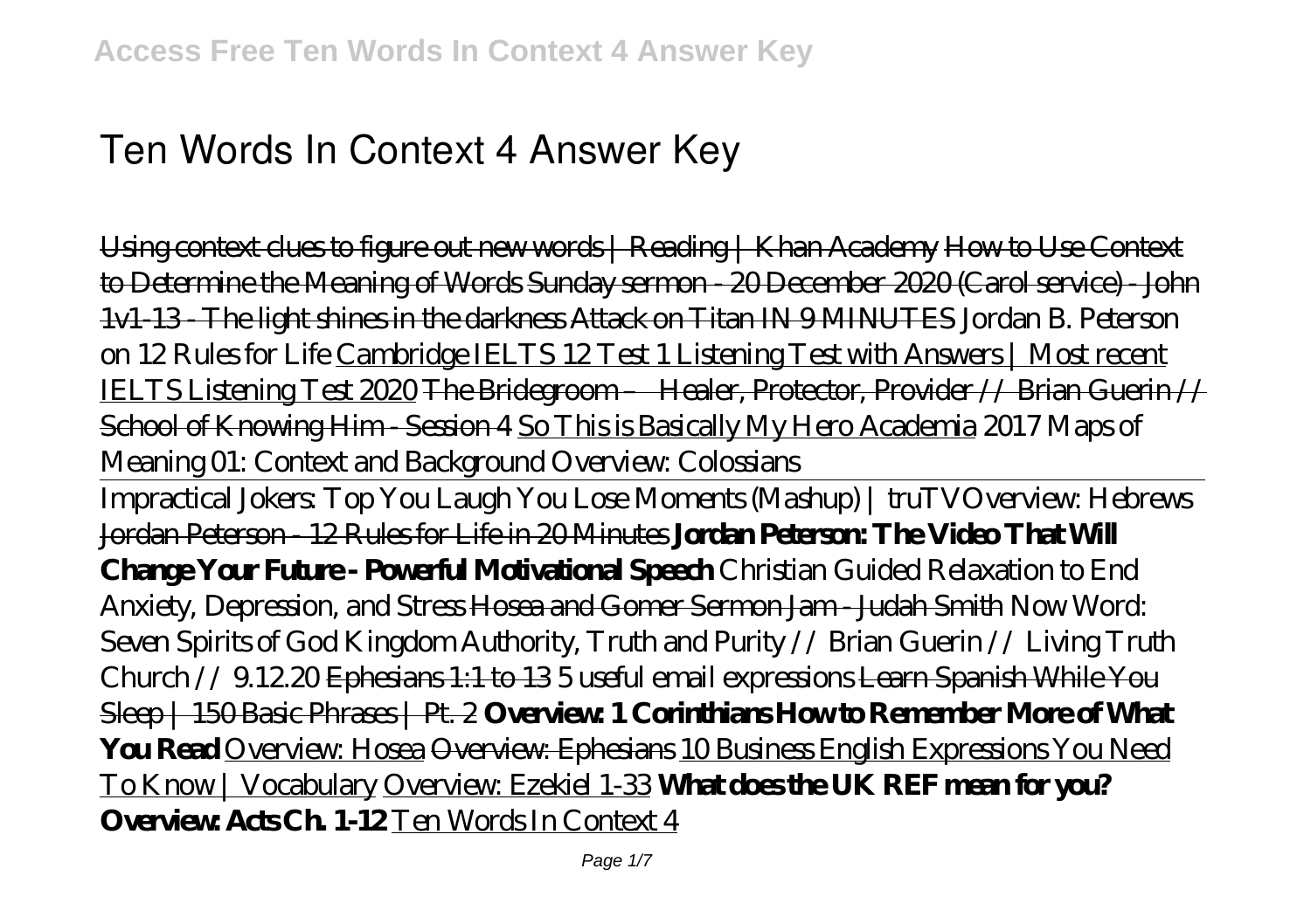# Ten Words In Context 4 Answer Key

Using context clues to figure out new words | Reading | Khan Academy How to Use Context to Determine the Meaning of Words Sunday sermon - 20 December 2020 (Carol service) - John 1v1-13 - The light shines in the darkness Attack on Titan IN 9 MINUTES *Jordan B. Peterson on 12 Rules for Life* Cambridge IELTS 12 Test 1 Listening Test with Answers | Most recent IELTS Listening Test 2020 The Bridegroom – Healer, Protector, Provider // Brian Guerin // School of Knowing Him - Session 4 So This is Basically My Hero Academia *2017 Maps of Meaning 01: Context and Background Overview: Colossians*

Impractical Jokers: Top You Laugh You Lose Moments (Mashup) | truTV*Overview: Hebrews* Jordan Peterson - 12 Rules for Life in 20 Minutes **Jordan Peterson: The Video That Will Change Your Future - Powerful Motivational Speech** *Christian Guided Relaxation to End Anxiety, Depression, and Stress* Hosea and Gomer Sermon Jam - Judah Smith *Now Word: Seven Spirits of God Kingdom Authority, Truth and Purity // Brian Guerin // Living Truth Church // 9.12.20* Ephesians 1:1 to 13 *5 useful email expressions* Learn Spanish While You Sleep | 150 Basic Phrases | Pt. 2 **Overview: 1 Corinthians How to Remember More of What You Read** Overview: Hosea Overview: Ephesians 10 Business English Expressions You Need To Know | Vocabulary Overview: Ezekiel 1-33 **What does the UK REF mean for you? Overview: Acts Ch. 1-12** Ten Words In Context 4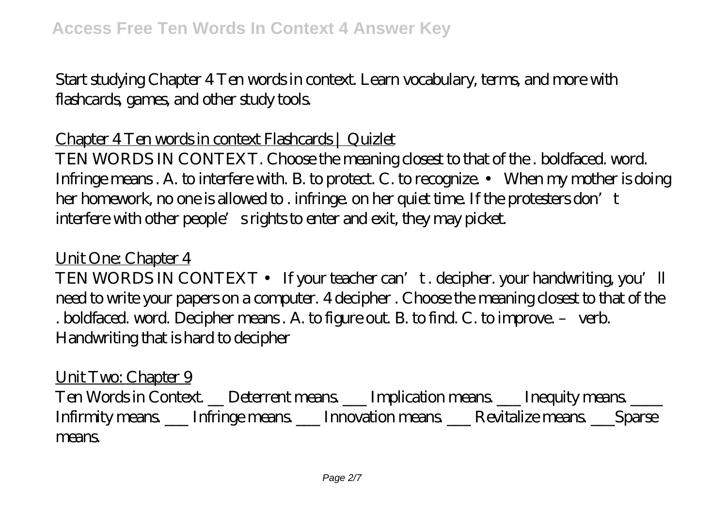Start studying Chapter 4 Ten words in context. Learn vocabulary, terms, and more with flashcards, games, and other study tools.

Chapter 4 Ten words in context Flashcards | Quizlet

TEN WORDS IN CONTEXT. Choose the meaning closest to that of the . boldfaced. word. Infringe means . A. to interfere with. B. to protect. C. to recognize. • When my mother is doing her homework, no one is allowed to . infringe. on her quiet time. If the protesters don't interfere with other people's rights to enter and exit, they may picket.

Unit One: Chapter 4

TEN WORDS IN CONTEXT • If your teacher can't . decipher. your handwriting, you'll need to write your papers on a computer. 4 decipher . Choose the meaning closest to that of the . boldfaced. word. Decipher means . A. to figure out. B. to find. C. to improve. – verb. Handwriting that is hard to decipher

Unit Two: Chapter 9

Ten Words in Context. __ Deterrent means. ___ Implication means. ___ Inequity means. ____ Infirmity means. ___ Infringe means. ___ Innovation means. ___ Revitalize means. ___Sparse means.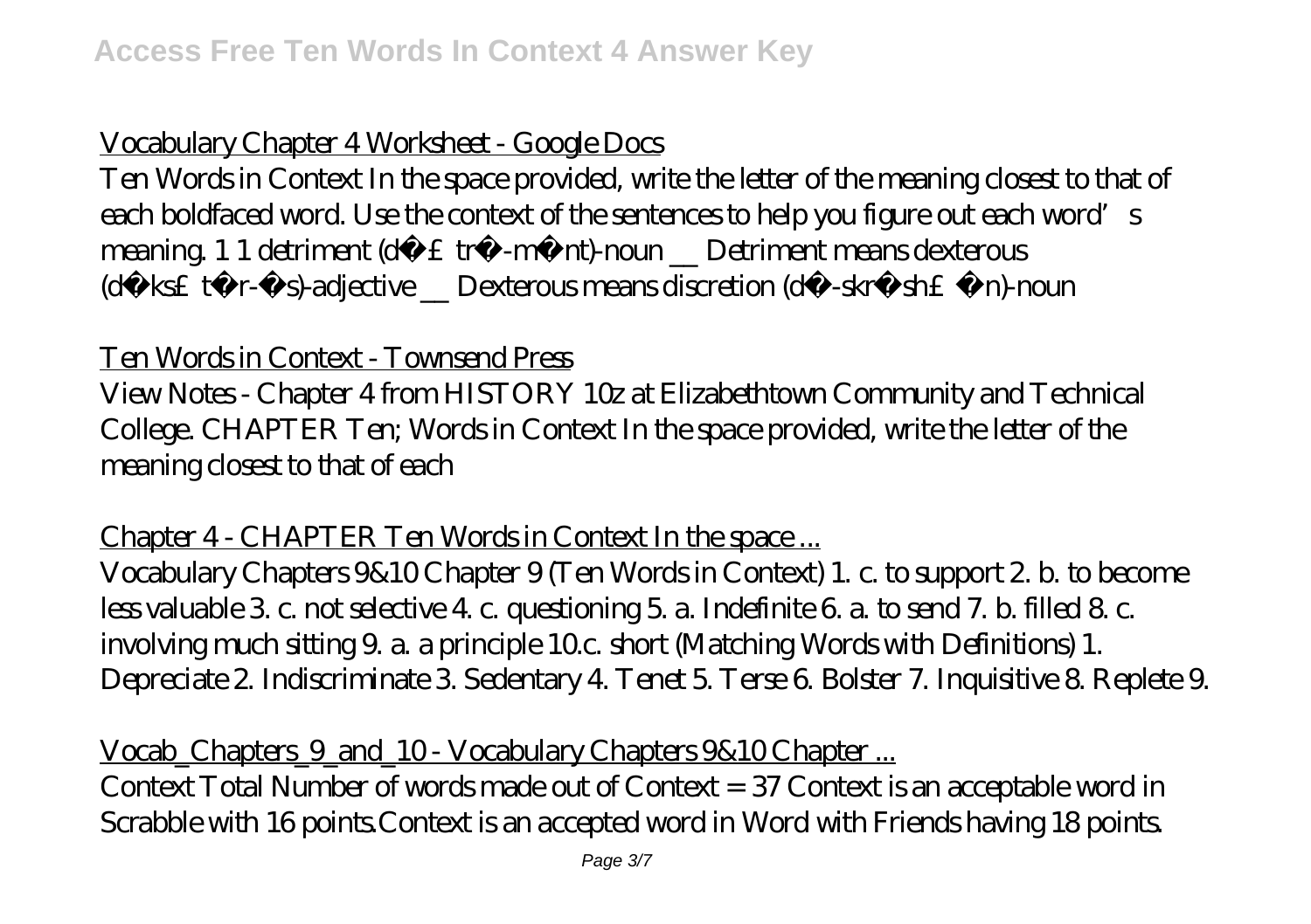## Vocabulary Chapter 4 Worksheet - Google Docs

Ten Words in Context In the space provided, write the letter of the meaning closest to that of each boldfaced word. Use the context of the sentences to help you figure out each word's meaning. 1 1 detriment (dĕ£trə-mənt)-noun __ Detriment means dexterous (dĕks£tər-əs)-adjective __ Dexterous means discretion (dĭ-skrĕsh£ən)-noun

## Ten Words in Context - Townsend Press

View Notes - Chapter 4 from HISTORY 10z at Elizabethtown Community and Technical College. CHAPTER Ten; Words in Context In the space provided, write the letter of the meaning closest to that of each

## Chapter 4 - CHAPTER Ten Words in Context In the space ...

Vocabulary Chapters 9&10 Chapter 9 (Ten Words in Context) 1. c. to support 2. b. to become less valuable 3. c. not selective 4. c. questioning 5. a. Indefinite 6. a. to send 7. b. filled 8. c. involving much sitting 9. a. a principle 10.c. short (Matching Words with Definitions) 1. Depreciate 2. Indiscriminate 3. Sedentary 4. Tenet 5. Terse 6. Bolster 7. Inquisitive 8. Replete 9.

## Vocab_Chapters_9_and_10 - Vocabulary Chapters 9&10 Chapter ...

Context Total Number of words made out of Context = 37 Context is an acceptable word in Scrabble with 16 points.Context is an accepted word in Word with Friends having 18 points.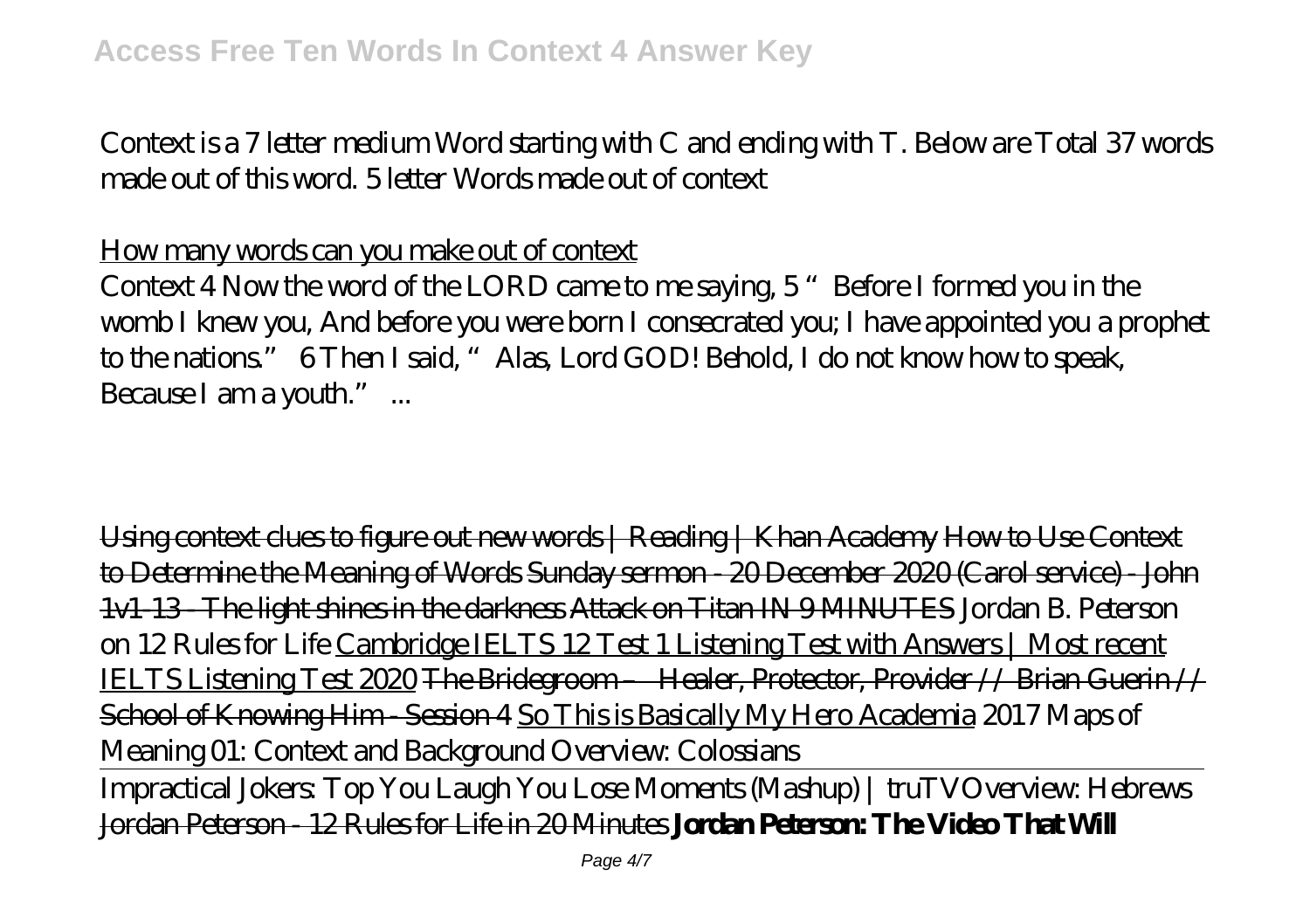Context is a 7 letter medium Word starting with C and ending with T. Below are Total 37 words made out of this word. 5 letter Words made out of context

How many words can you make out of context

Context 4 Now the word of the LORD came to me saying, 5 "Before I formed you in the womb I knew you, And before you were born I consecrated you; I have appointed you a prophet to the nations." 6 Then I said, "Alas, Lord GOD! Behold, I do not know how to speak, Because I am a youth." ...

Using context clues to figure out new words | Reading | Khan Academy How to Use Context to Determine the Meaning of Words Sunday sermon - 20 December 2020 (Carol service) - John 1v1-13 - The light shines in the darkness Attack on Titan IN 9 MINUTES *Jordan B. Peterson on 12 Rules for Life* Cambridge IELTS 12 Test 1 Listening Test with Answers | Most recent IELTS Listening Test 2020 The Bridegroom – Healer, Protector, Provider // Brian Guerin // School of Knowing Him - Session 4 So This is Basically My Hero Academia *2017 Maps of Meaning 01: Context and Background Overview: Colossians*

Impractical Jokers: Top You Laugh You Lose Moments (Mashup) | truTV*Overview: Hebrews* Jordan Peterson - 12 Rules for Life in 20 Minutes **Jordan Peterson: The Video That Will**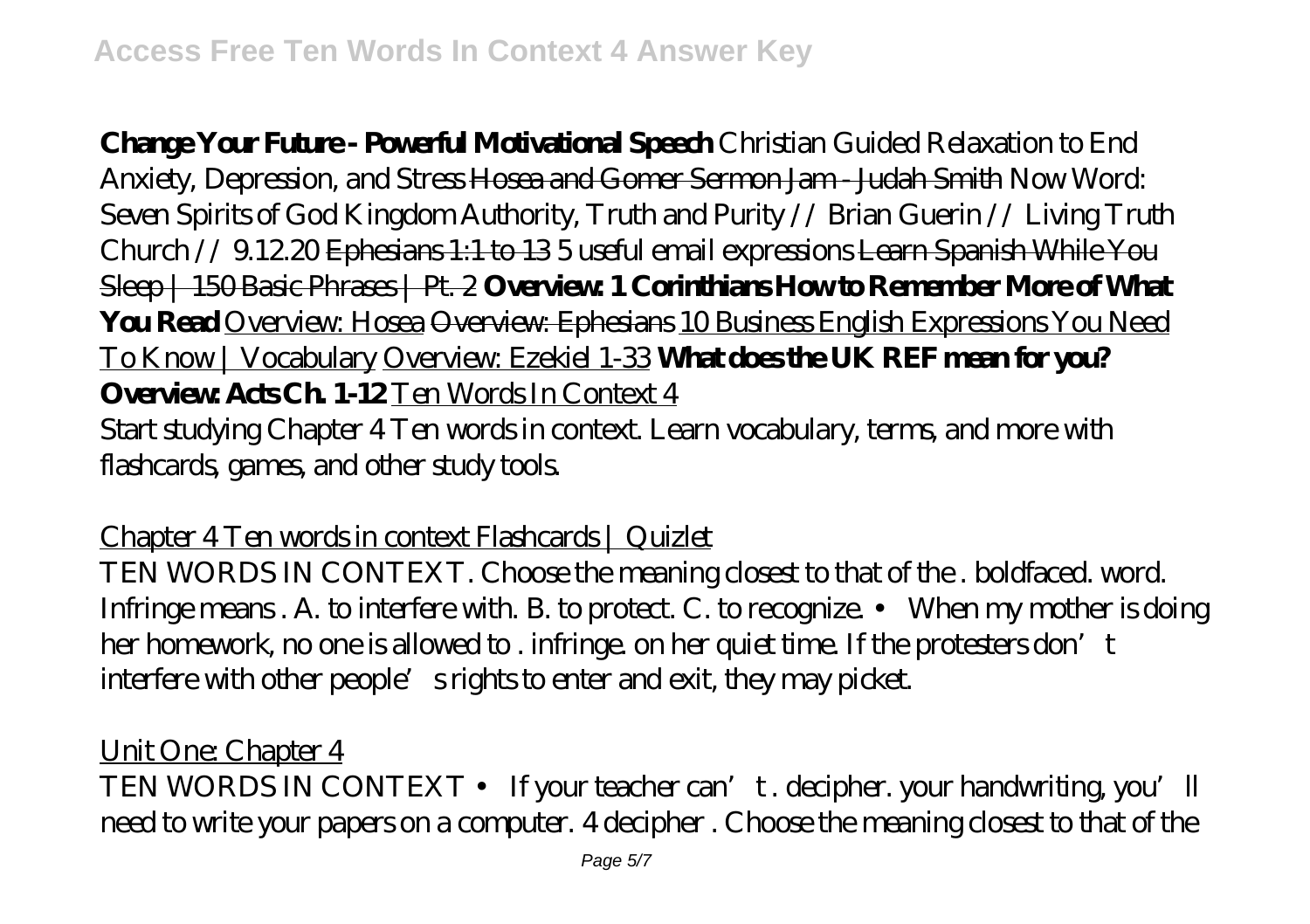**Change Your Future - Powerful Motivational Speech** *Christian Guided Relaxation to End Anxiety, Depression, and Stress* ~~Hosea and Gomer Sermon Jam - Judah Smith~~ *Now Word: Seven Spirits of God Kingdom Authority, Truth and Purity // Brian Guerin // Living Truth Church // 9.12.20* ~~Ephesians 1:1 to 13~~ *5 useful email expressions* ~~Learn Spanish While You Sleep | 150 Basic Phrases | Pt. 2~~ **Overview: 1 Corinthians How to Remember More of What You Read** Overview: Hosea ~~Overview: Ephesians~~ 10 Business English Expressions You Need To Know | Vocabulary Overview: Ezekiel 1-33 **What does the UK REF mean for you? Overview: Acts Ch. 1-12** Ten Words In Context 4

Start studying Chapter 4 Ten words in context. Learn vocabulary, terms, and more with flashcards, games, and other study tools.

Chapter 4 Ten words in context Flashcards | Quizlet

TEN WORDS IN CONTEXT. Choose the meaning closest to that of the . boldfaced. word. Infringe means . A. to interfere with. B. to protect. C. to recognize. • When my mother is doing her homework, no one is allowed to . infringe. on her quiet time. If the protesters don't interfere with other people's rights to enter and exit, they may picket.

Unit One: Chapter 4

TEN WORDS IN CONTEXT • If your teacher can't . decipher. your handwriting, you'll need to write your papers on a computer. 4 decipher . Choose the meaning closest to that of the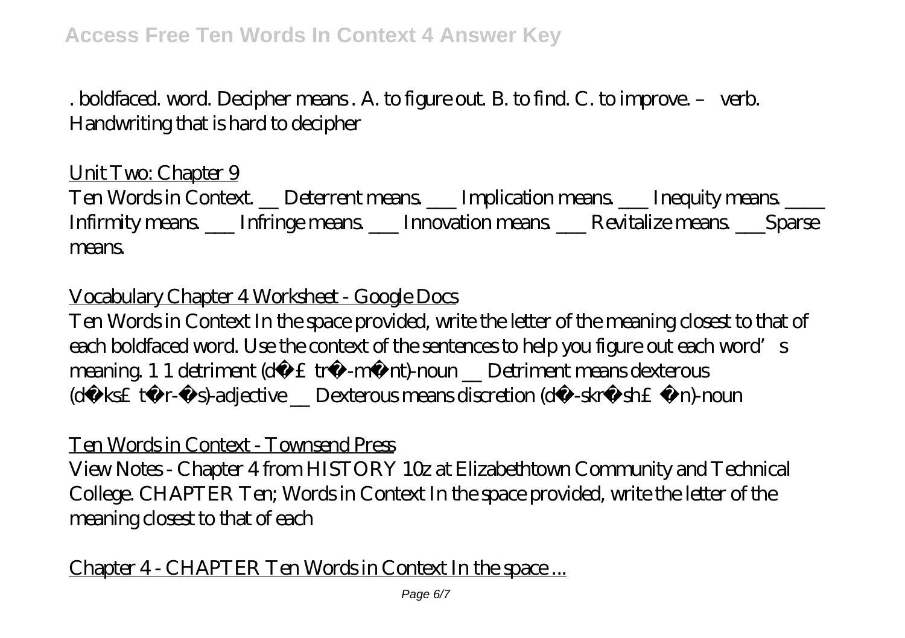. boldfaced. word. Decipher means . A. to figure out. B. to find. C. to improve. – verb. Handwriting that is hard to decipher

Unit Two: Chapter 9

Ten Words in Context. __ Deterrent means. ___ Implication means. ___ Inequity means. ____ Infirmity means. ___ Infringe means. ___ Innovation means. ___ Revitalize means. ___Sparse means.

Vocabulary Chapter 4 Worksheet - Google Docs

Ten Words in Context In the space provided, write the letter of the meaning closest to that of each boldfaced word. Use the context of the sentences to help you figure out each word's meaning. 1 1 detriment (d £ tr -m nt)-noun __ Detriment means dexterous (d ks£ t r- s)-adjective __ Dexterous means discretion (d -skr sh£ n)-noun

Ten Words in Context - Townsend Press

View Notes - Chapter 4 from HISTORY 10z at Elizabethtown Community and Technical College. CHAPTER Ten; Words in Context In the space provided, write the letter of the meaning closest to that of each

Chapter 4 - CHAPTER Ten Words in Context In the space ...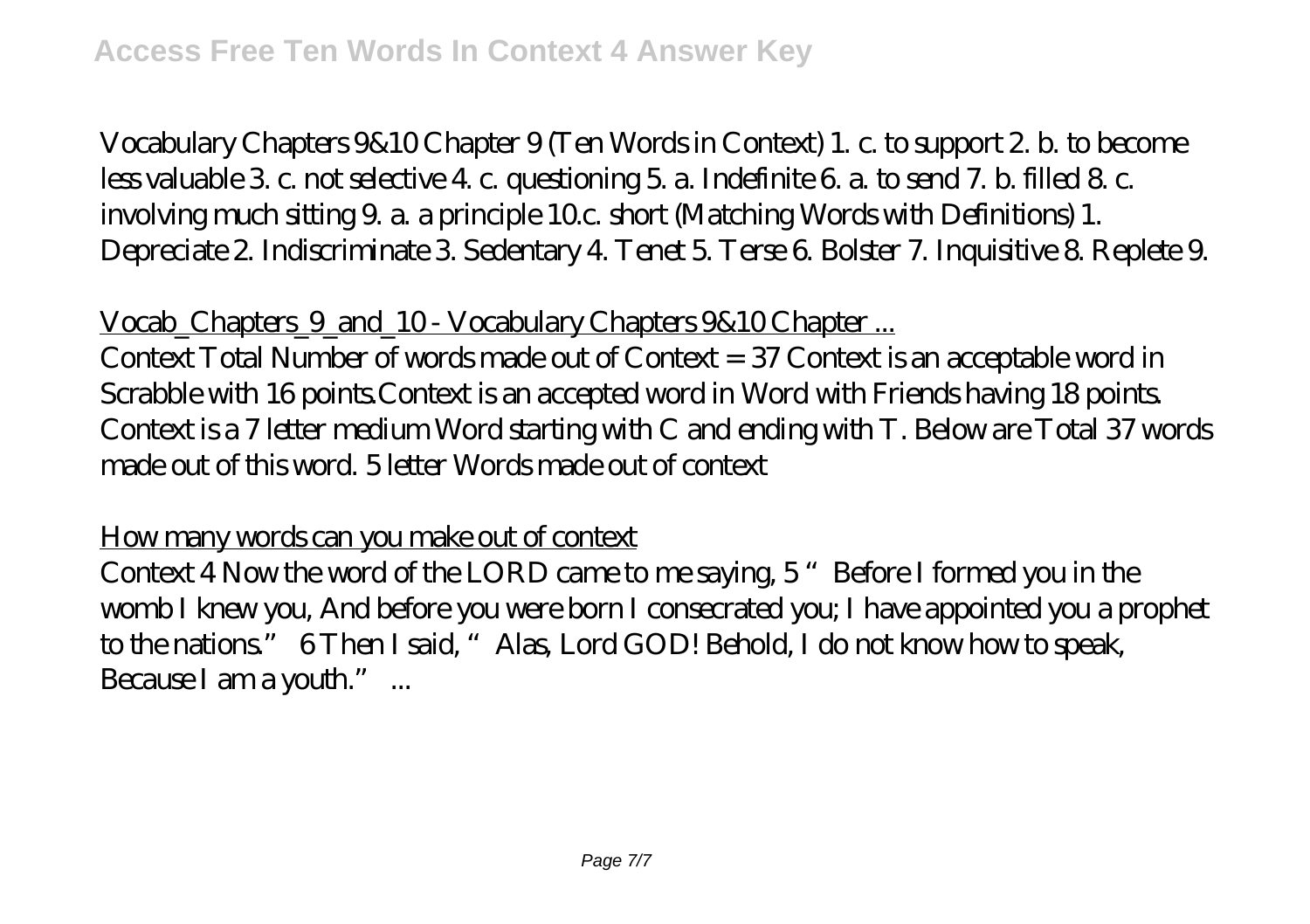Vocabulary Chapters 9&10 Chapter 9 (Ten Words in Context) 1. c. to support 2. b. to become less valuable 3. c. not selective 4. c. questioning 5. a. Indefinite 6. a. to send 7. b. filled 8. c. involving much sitting 9. a. a principle 10.c. short (Matching Words with Definitions) 1. Depreciate 2. Indiscriminate 3. Sedentary 4. Tenet 5. Terse 6. Bolster 7. Inquisitive 8. Replete 9.

Vocab_Chapters_9_and_10 - Vocabulary Chapters 9&10 Chapter ...

Context Total Number of words made out of Context = 37 Context is an acceptable word in Scrabble with 16 points.Context is an accepted word in Word with Friends having 18 points. Context is a 7 letter medium Word starting with C and ending with T. Below are Total 37 words made out of this word. 5 letter Words made out of context

How many words can you make out of context

Context 4 Now the word of the LORD came to me saying, 5 "Before I formed you in the womb I knew you, And before you were born I consecrated you; I have appointed you a prophet to the nations." 6 Then I said, "Alas, Lord GOD! Behold, I do not know how to speak, Because I am a youth." ...